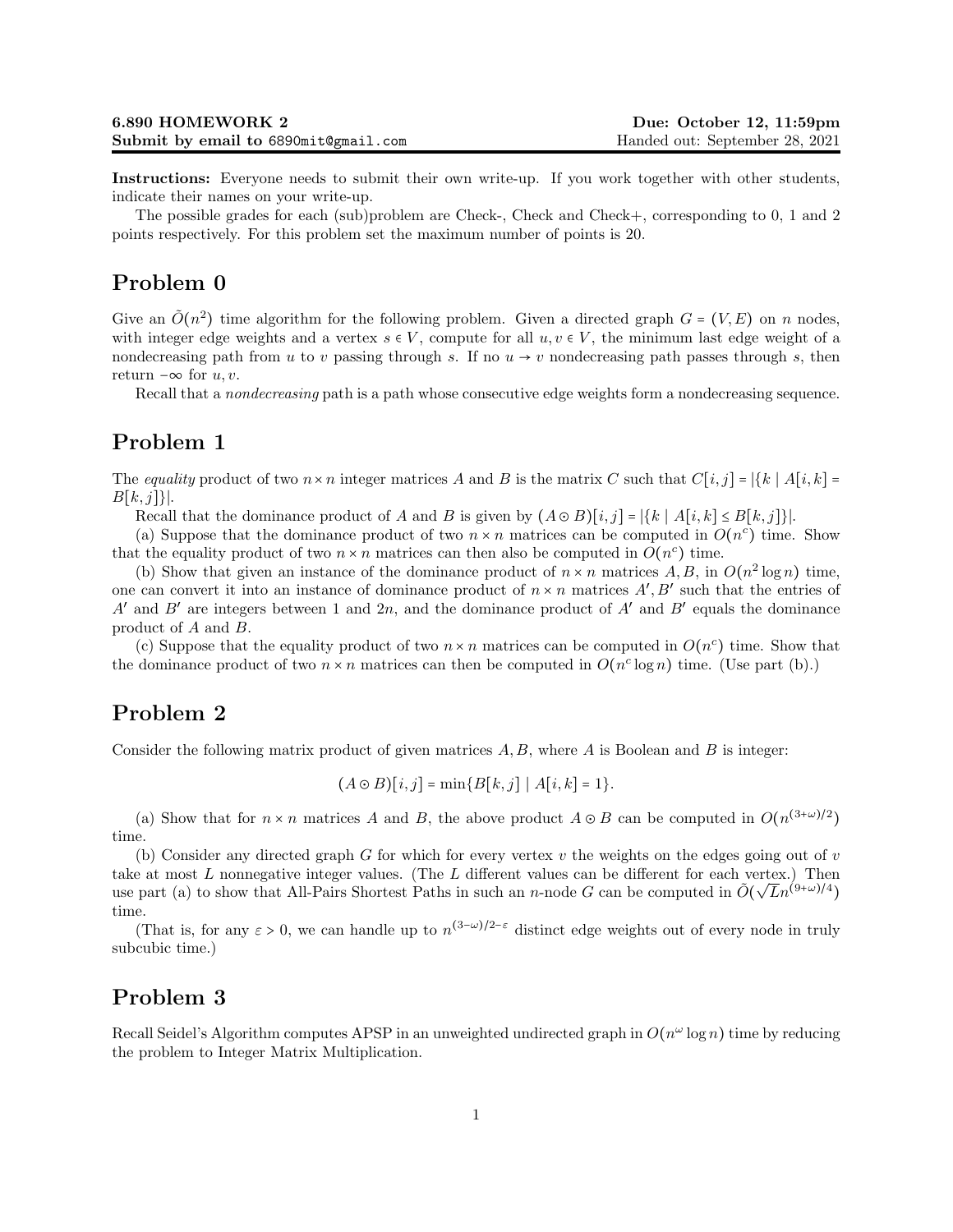**6.890 HOMEWORK 2** | **Due: October 12, 11:59pm**
**Submit by email to 6890mit@gmail.com** | Handed out: September 28, 2021

**Instructions:** Everyone needs to submit their own write-up. If you work together with other students, indicate their names on your write-up.

The possible grades for each (sub)problem are Check-, Check and Check+, corresponding to 0, 1 and 2 points respectively. For this problem set the maximum number of points is 20.

## Problem 0

Give an $\tilde{O}(n^2)$ time algorithm for the following problem. Given a directed graph $G = (V, E)$ on $n$ nodes, with integer edge weights and a vertex $s \in V$, compute for all $u, v \in V$, the minimum last edge weight of a nondecreasing path from $u$ to $v$ passing through $s$. If no $u \to v$ nondecreasing path passes through $s$, then return $-\infty$ for $u, v$.

Recall that a *nondecreasing* path is a path whose consecutive edge weights form a nondecreasing sequence.

## Problem 1

The *equality* product of two $n \times n$ integer matrices $A$ and $B$ is the matrix $C$ such that $C[i,j] = |\{k \mid A[i,k] = B[k,j]\}|$.

Recall that the dominance product of $A$ and $B$ is given by $(A \odot B)[i,j] = |\{k \mid A[i,k] \leq B[k,j]\}|$.

(a) Suppose that the dominance product of two $n \times n$ matrices can be computed in $O(n^c)$ time. Show that the equality product of two $n \times n$ matrices can then also be computed in $O(n^c)$ time.

(b) Show that given an instance of the dominance product of $n \times n$ matrices $A, B$, in $O(n^2 \log n)$ time, one can convert it into an instance of dominance product of $n \times n$ matrices $A', B'$ such that the entries of $A'$ and $B'$ are integers between 1 and $2n$, and the dominance product of $A'$ and $B'$ equals the dominance product of $A$ and $B$.

(c) Suppose that the equality product of two $n \times n$ matrices can be computed in $O(n^c)$ time. Show that the dominance product of two $n \times n$ matrices can then be computed in $O(n^c \log n)$ time. (Use part (b).)

## Problem 2

Consider the following matrix product of given matrices $A, B$, where $A$ is Boolean and $B$ is integer:

$$(A \odot B)[i,j] = \min\{B[k,j] \mid A[i,k] = 1\}.$$

(a) Show that for $n \times n$ matrices $A$ and $B$, the above product $A \odot B$ can be computed in $O(n^{(3+\omega)/2})$ time.

(b) Consider any directed graph $G$ for which for every vertex $v$ the weights on the edges going out of $v$ take at most $L$ nonnegative integer values. (The $L$ different values can be different for each vertex.) Then use part (a) to show that All-Pairs Shortest Paths in such an $n$-node $G$ can be computed in $\tilde{O}(\sqrt{L} n^{(9+\omega)/4})$ time.

(That is, for any $\varepsilon > 0$, we can handle up to $n^{(3-\omega)/2-\varepsilon}$ distinct edge weights out of every node in truly subcubic time.)

## Problem 3

Recall Seidel's Algorithm computes APSP in an unweighted undirected graph in $O(n^\omega \log n)$ time by reducing the problem to Integer Matrix Multiplication.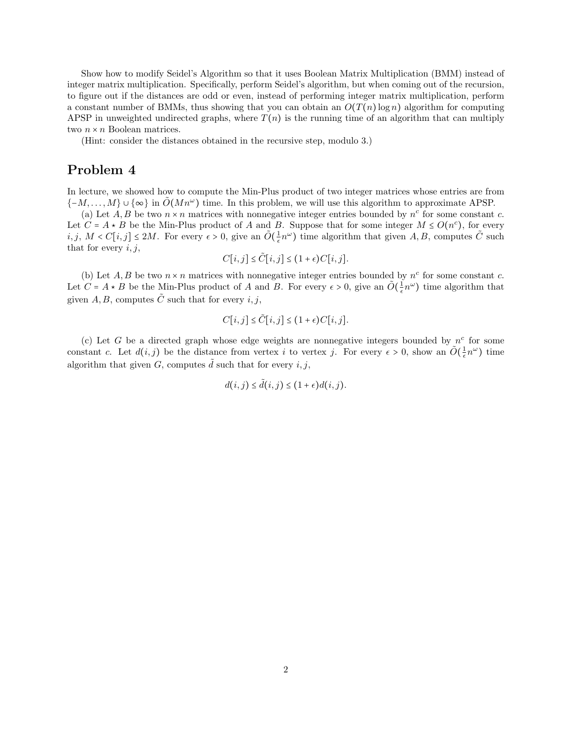Show how to modify Seidel's Algorithm so that it uses Boolean Matrix Multiplication (BMM) instead of integer matrix multiplication. Specifically, perform Seidel's algorithm, but when coming out of the recursion, to figure out if the distances are odd or even, instead of performing integer matrix multiplication, perform a constant number of BMMs, thus showing that you can obtain an $O(T(n)\log n)$ algorithm for computing APSP in unweighted undirected graphs, where $T(n)$ is the running time of an algorithm that can multiply two $n \times n$ Boolean matrices.

(Hint: consider the distances obtained in the recursive step, modulo 3.)

## Problem 4

In lecture, we showed how to compute the Min-Plus product of two integer matrices whose entries are from $\{-M, \dots, M\} \cup \{\infty\}$ in $\tilde{O}(Mn^\omega)$ time. In this problem, we will use this algorithm to approximate APSP.

(a) Let $A, B$ be two $n \times n$ matrices with nonnegative integer entries bounded by $n^c$ for some constant $c$. Let $C = A \star B$ be the Min-Plus product of $A$ and $B$. Suppose that for some integer $M \le O(n^c)$, for every $i, j$, $M < C[i,j] \le 2M$. For every $\epsilon > 0$, give an $\tilde{O}(\frac{1}{\epsilon}n^\omega)$ time algorithm that given $A, B$, computes $\tilde{C}$ such that for every $i, j$,

$$C[i,j] \le \tilde{C}[i,j] \le (1+\epsilon)C[i,j].$$

(b) Let $A, B$ be two $n \times n$ matrices with nonnegative integer entries bounded by $n^c$ for some constant $c$. Let $C = A \star B$ be the Min-Plus product of $A$ and $B$. For every $\epsilon > 0$, give an $\tilde{O}(\frac{1}{\epsilon}n^\omega)$ time algorithm that given $A, B$, computes $\tilde{C}$ such that for every $i, j$,

$$C[i,j] \le \tilde{C}[i,j] \le (1+\epsilon)C[i,j].$$

(c) Let $G$ be a directed graph whose edge weights are nonnegative integers bounded by $n^c$ for some constant $c$. Let $d(i,j)$ be the distance from vertex $i$ to vertex $j$. For every $\epsilon > 0$, show an $\tilde{O}(\frac{1}{\epsilon}n^\omega)$ time algorithm that given $G$, computes $\tilde{d}$ such that for every $i, j$,

$$d(i,j) \le \tilde{d}(i,j) \le (1+\epsilon)d(i,j).$$